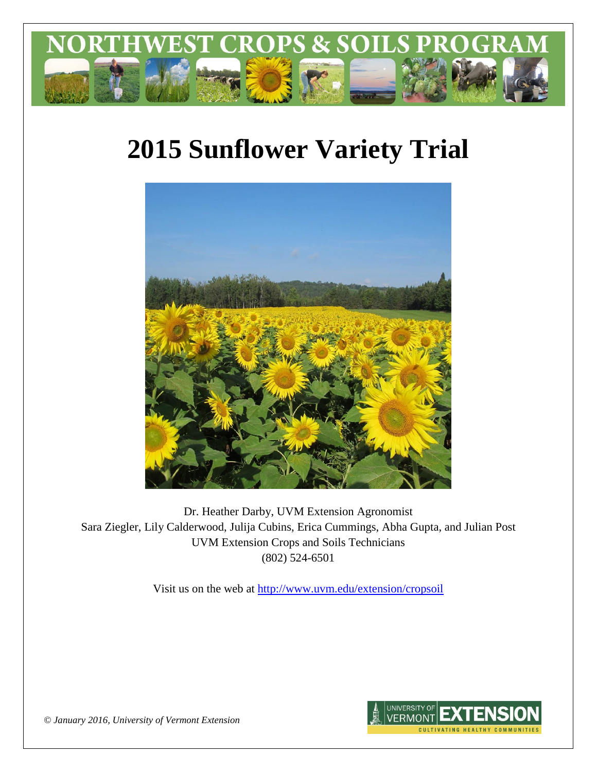# NORTHWEST CROPS & SOILS PROGRAM

# 2015 Sunflower Variety Trial

Dr. Heather Darby, UVM Extension Agronomist
Sara Ziegler, Lily Calderwood, Julija Cubins, Erica Cummings, Abha Gupta, and Julian Post
UVM Extension Crops and Soils Technicians
(802) 524-6501

Visit us on the web at http://www.uvm.edu/extension/cropsoil

*© January 2016, University of Vermont Extension*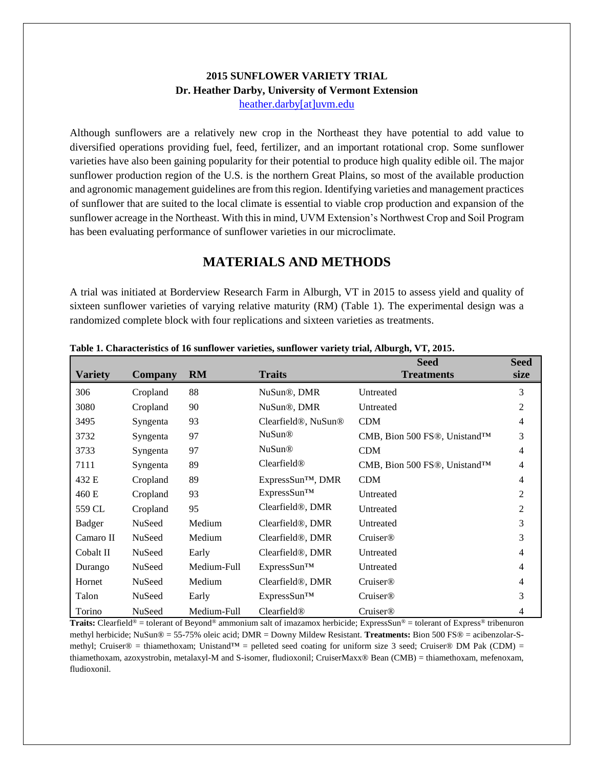**2015 SUNFLOWER VARIETY TRIAL**
**Dr. Heather Darby, University of Vermont Extension**
heather.darby[at]uvm.edu

Although sunflowers are a relatively new crop in the Northeast they have potential to add value to diversified operations providing fuel, feed, fertilizer, and an important rotational crop. Some sunflower varieties have also been gaining popularity for their potential to produce high quality edible oil. The major sunflower production region of the U.S. is the northern Great Plains, so most of the available production and agronomic management guidelines are from this region. Identifying varieties and management practices of sunflower that are suited to the local climate is essential to viable crop production and expansion of the sunflower acreage in the Northeast. With this in mind, UVM Extension's Northwest Crop and Soil Program has been evaluating performance of sunflower varieties in our microclimate.

## MATERIALS AND METHODS

A trial was initiated at Borderview Research Farm in Alburgh, VT in 2015 to assess yield and quality of sixteen sunflower varieties of varying relative maturity (RM) (Table 1). The experimental design was a randomized complete block with four replications and sixteen varieties as treatments.

**Table 1. Characteristics of 16 sunflower varieties, sunflower variety trial, Alburgh, VT, 2015.**

| Variety | Company | RM | Traits | Seed Treatments | Seed size |
|---|---|---|---|---|---|
| 306 | Cropland | 88 | NuSun®, DMR | Untreated | 3 |
| 3080 | Cropland | 90 | NuSun®, DMR | Untreated | 2 |
| 3495 | Syngenta | 93 | Clearfield®, NuSun® | CDM | 4 |
| 3732 | Syngenta | 97 | NuSun® | CMB, Bion 500 FS®, Unistand™ | 3 |
| 3733 | Syngenta | 97 | NuSun® | CDM | 4 |
| 7111 | Syngenta | 89 | Clearfield® | CMB, Bion 500 FS®, Unistand™ | 4 |
| 432 E | Cropland | 89 | ExpressSun™, DMR | CDM | 4 |
| 460 E | Cropland | 93 | ExpressSun™ | Untreated | 2 |
| 559 CL | Cropland | 95 | Clearfield®, DMR | Untreated | 2 |
| Badger | NuSeed | Medium | Clearfield®, DMR | Untreated | 3 |
| Camaro II | NuSeed | Medium | Clearfield®, DMR | Cruiser® | 3 |
| Cobalt II | NuSeed | Early | Clearfield®, DMR | Untreated | 4 |
| Durango | NuSeed | Medium-Full | ExpressSun™ | Untreated | 4 |
| Hornet | NuSeed | Medium | Clearfield®, DMR | Cruiser® | 4 |
| Talon | NuSeed | Early | ExpressSun™ | Cruiser® | 3 |
| Torino | NuSeed | Medium-Full | Clearfield® | Cruiser® | 4 |

**Traits:** Clearfield® = tolerant of Beyond® ammonium salt of imazamox herbicide; ExpressSun® = tolerant of Express® tribenuron methyl herbicide; NuSun® = 55-75% oleic acid; DMR = Downy Mildew Resistant. **Treatments:** Bion 500 FS® = acibenzolar-S-methyl; Cruiser® = thiamethoxam; Unistand™ = pelleted seed coating for uniform size 3 seed; Cruiser® DM Pak (CDM) = thiamethoxam, azoxystrobin, metalaxyl-M and S-isomer, fludioxonil; CruiserMaxx® Bean (CMB) = thiamethoxam, mefenoxam, fludioxonil.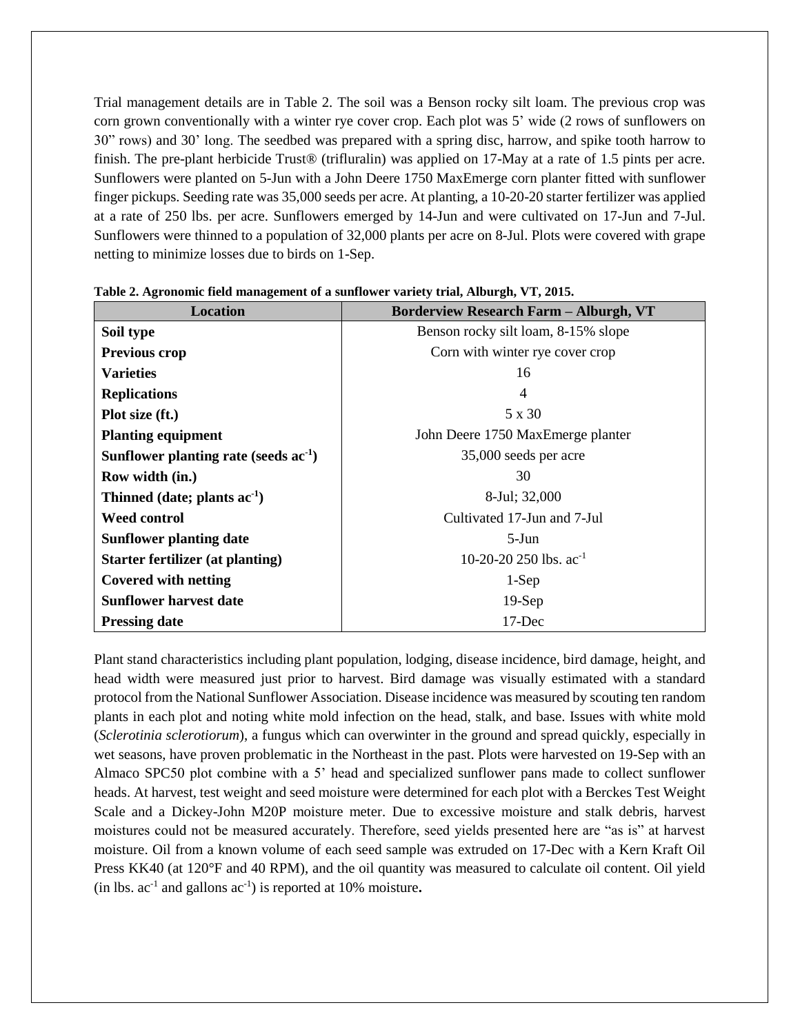Trial management details are in Table 2. The soil was a Benson rocky silt loam. The previous crop was corn grown conventionally with a winter rye cover crop. Each plot was 5' wide (2 rows of sunflowers on 30" rows) and 30' long. The seedbed was prepared with a spring disc, harrow, and spike tooth harrow to finish. The pre-plant herbicide Trust® (trifluralin) was applied on 17-May at a rate of 1.5 pints per acre. Sunflowers were planted on 5-Jun with a John Deere 1750 MaxEmerge corn planter fitted with sunflower finger pickups. Seeding rate was 35,000 seeds per acre. At planting, a 10-20-20 starter fertilizer was applied at a rate of 250 lbs. per acre. Sunflowers emerged by 14-Jun and were cultivated on 17-Jun and 7-Jul. Sunflowers were thinned to a population of 32,000 plants per acre on 8-Jul. Plots were covered with grape netting to minimize losses due to birds on 1-Sep.

**Table 2. Agronomic field management of a sunflower variety trial, Alburgh, VT, 2015.**

| Location | Borderview Research Farm – Alburgh, VT |
|---|---|
| **Soil type** | Benson rocky silt loam, 8-15% slope |
| **Previous crop** | Corn with winter rye cover crop |
| **Varieties** | 16 |
| **Replications** | 4 |
| **Plot size (ft.)** | 5 x 30 |
| **Planting equipment** | John Deere 1750 MaxEmerge planter |
| **Sunflower planting rate (seeds $ac^{-1}$)** | 35,000 seeds per acre |
| **Row width (in.)** | 30 |
| **Thinned (date; plants $ac^{-1}$)** | 8-Jul; 32,000 |
| **Weed control** | Cultivated 17-Jun and 7-Jul |
| **Sunflower planting date** | 5-Jun |
| **Starter fertilizer (at planting)** | 10-20-20 250 lbs. $ac^{-1}$ |
| **Covered with netting** | 1-Sep |
| **Sunflower harvest date** | 19-Sep |
| **Pressing date** | 17-Dec |

Plant stand characteristics including plant population, lodging, disease incidence, bird damage, height, and head width were measured just prior to harvest. Bird damage was visually estimated with a standard protocol from the National Sunflower Association. Disease incidence was measured by scouting ten random plants in each plot and noting white mold infection on the head, stalk, and base. Issues with white mold (*Sclerotinia sclerotiorum*), a fungus which can overwinter in the ground and spread quickly, especially in wet seasons, have proven problematic in the Northeast in the past. Plots were harvested on 19-Sep with an Almaco SPC50 plot combine with a 5' head and specialized sunflower pans made to collect sunflower heads. At harvest, test weight and seed moisture were determined for each plot with a Berckes Test Weight Scale and a Dickey-John M20P moisture meter. Due to excessive moisture and stalk debris, harvest moistures could not be measured accurately. Therefore, seed yields presented here are "as is" at harvest moisture. Oil from a known volume of each seed sample was extruded on 17-Dec with a Kern Kraft Oil Press KK40 (at 120°F and 40 RPM), and the oil quantity was measured to calculate oil content. Oil yield (in lbs. $ac^{-1}$ and gallons $ac^{-1}$) is reported at 10% moisture**.**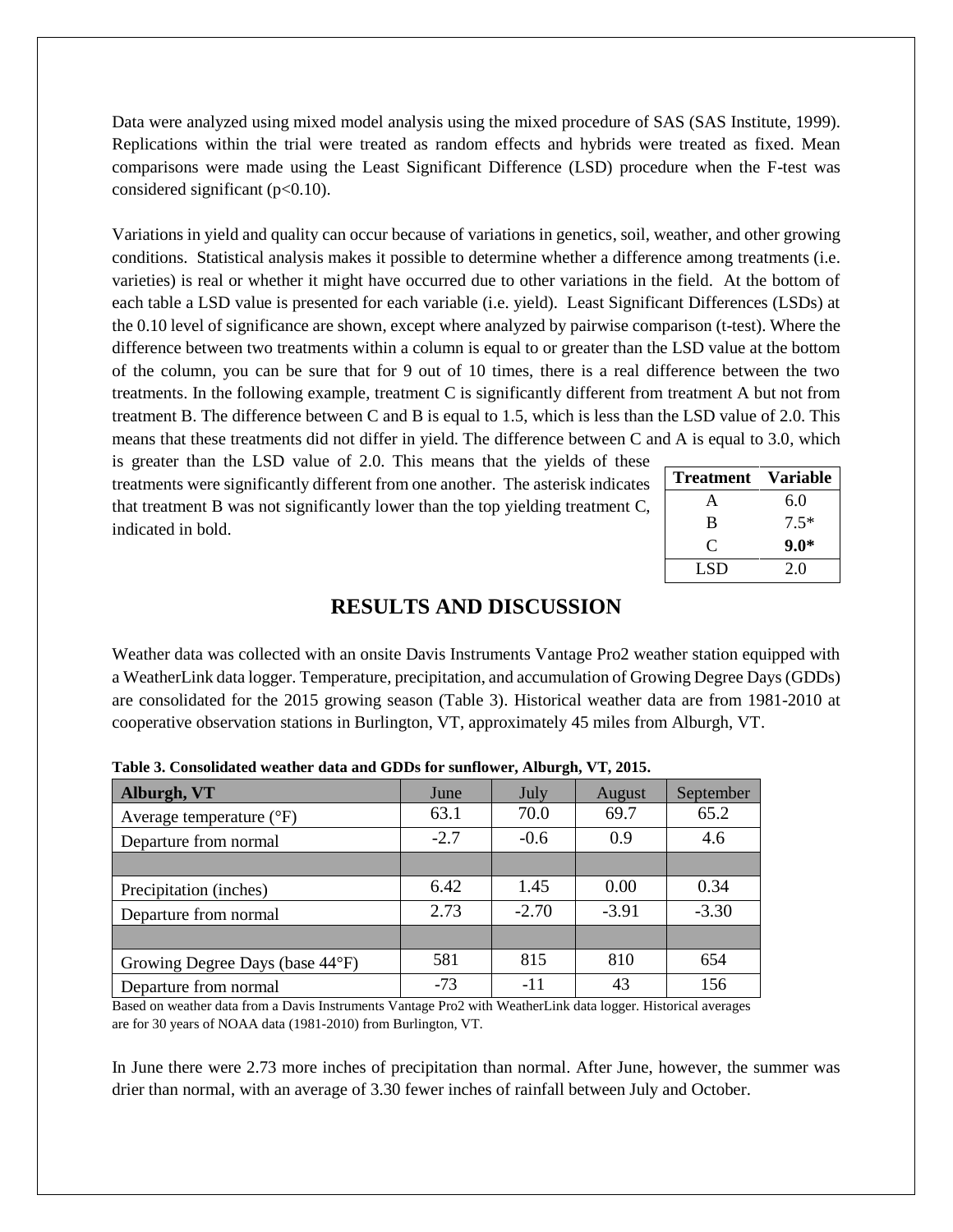Data were analyzed using mixed model analysis using the mixed procedure of SAS (SAS Institute, 1999). Replications within the trial were treated as random effects and hybrids were treated as fixed. Mean comparisons were made using the Least Significant Difference (LSD) procedure when the F-test was considered significant ($p<0.10$).

Variations in yield and quality can occur because of variations in genetics, soil, weather, and other growing conditions. Statistical analysis makes it possible to determine whether a difference among treatments (i.e. varieties) is real or whether it might have occurred due to other variations in the field. At the bottom of each table a LSD value is presented for each variable (i.e. yield). Least Significant Differences (LSDs) at the 0.10 level of significance are shown, except where analyzed by pairwise comparison (t-test). Where the difference between two treatments within a column is equal to or greater than the LSD value at the bottom of the column, you can be sure that for 9 out of 10 times, there is a real difference between the two treatments. In the following example, treatment C is significantly different from treatment A but not from treatment B. The difference between C and B is equal to 1.5, which is less than the LSD value of 2.0. This means that these treatments did not differ in yield. The difference between C and A is equal to 3.0, which is greater than the LSD value of 2.0. This means that the yields of these treatments were significantly different from one another. The asterisk indicates that treatment B was not significantly lower than the top yielding treatment C, indicated in bold.

| Treatment | Variable |
|---|---|
| A | 6.0 |
| B | 7.5* |
| C | **9.0*** |
| LSD | 2.0 |

# RESULTS AND DISCUSSION

Weather data was collected with an onsite Davis Instruments Vantage Pro2 weather station equipped with a WeatherLink data logger. Temperature, precipitation, and accumulation of Growing Degree Days (GDDs) are consolidated for the 2015 growing season (Table 3). Historical weather data are from 1981-2010 at cooperative observation stations in Burlington, VT, approximately 45 miles from Alburgh, VT.

**Table 3. Consolidated weather data and GDDs for sunflower, Alburgh, VT, 2015.**

| Alburgh, VT | June | July | August | September |
|---|---|---|---|---|
| Average temperature (°F) | 63.1 | 70.0 | 69.7 | 65.2 |
| Departure from normal | -2.7 | -0.6 | 0.9 | 4.6 |
| | | | | |
| Precipitation (inches) | 6.42 | 1.45 | 0.00 | 0.34 |
| Departure from normal | 2.73 | -2.70 | -3.91 | -3.30 |
| | | | | |
| Growing Degree Days (base 44°F) | 581 | 815 | 810 | 654 |
| Departure from normal | -73 | -11 | 43 | 156 |

Based on weather data from a Davis Instruments Vantage Pro2 with WeatherLink data logger. Historical averages are for 30 years of NOAA data (1981-2010) from Burlington, VT.

In June there were 2.73 more inches of precipitation than normal. After June, however, the summer was drier than normal, with an average of 3.30 fewer inches of rainfall between July and October.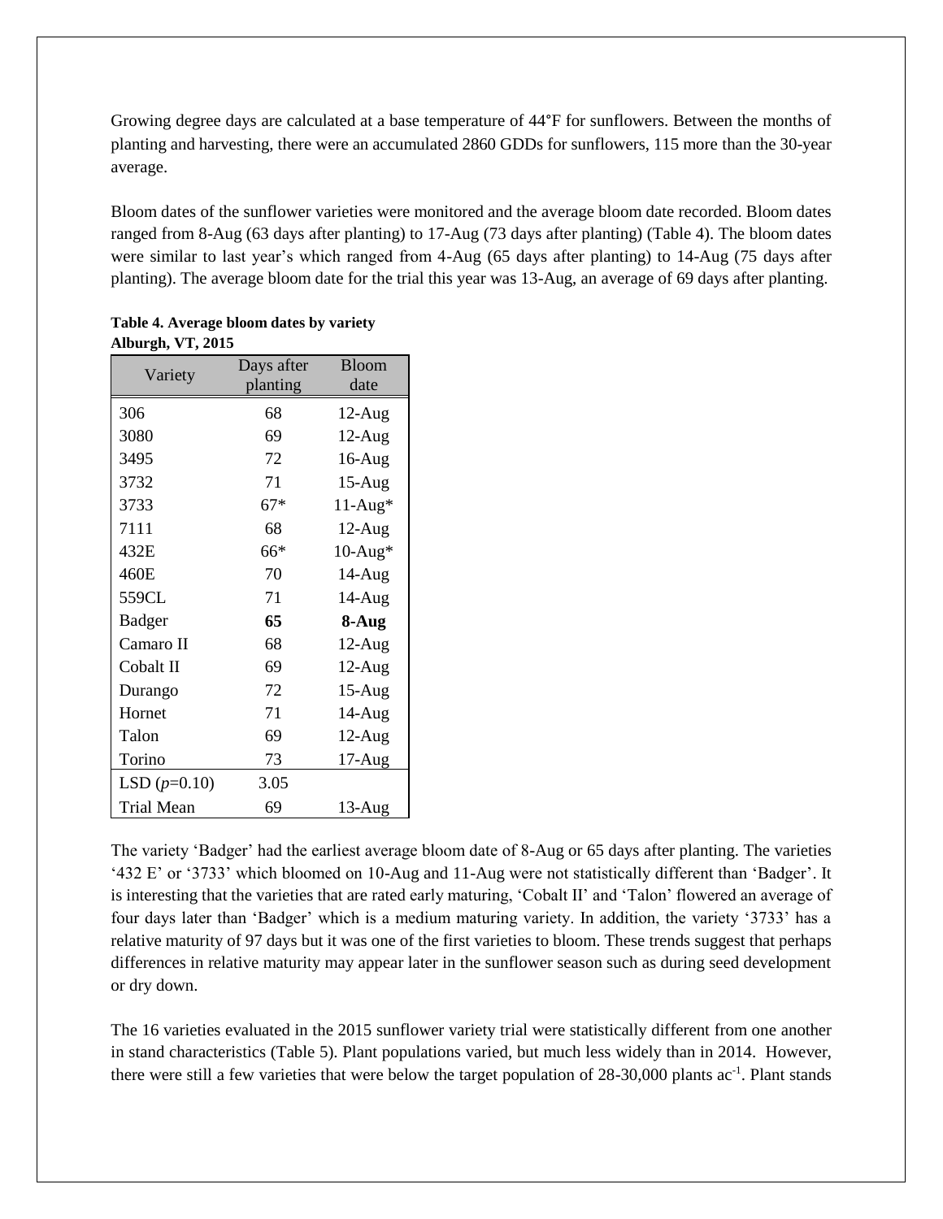Growing degree days are calculated at a base temperature of 44°F for sunflowers. Between the months of planting and harvesting, there were an accumulated 2860 GDDs for sunflowers, 115 more than the 30-year average.

Bloom dates of the sunflower varieties were monitored and the average bloom date recorded. Bloom dates ranged from 8-Aug (63 days after planting) to 17-Aug (73 days after planting) (Table 4). The bloom dates were similar to last year's which ranged from 4-Aug (65 days after planting) to 14-Aug (75 days after planting). The average bloom date for the trial this year was 13-Aug, an average of 69 days after planting.

**Table 4. Average bloom dates by variety Alburgh, VT, 2015**

| Variety | Days after planting | Bloom date |
|---|---|---|
| 306 | 68 | 12-Aug |
| 3080 | 69 | 12-Aug |
| 3495 | 72 | 16-Aug |
| 3732 | 71 | 15-Aug |
| 3733 | 67* | 11-Aug* |
| 7111 | 68 | 12-Aug |
| 432E | 66* | 10-Aug* |
| 460E | 70 | 14-Aug |
| 559CL | 71 | 14-Aug |
| Badger | **65** | **8-Aug** |
| Camaro II | 68 | 12-Aug |
| Cobalt II | 69 | 12-Aug |
| Durango | 72 | 15-Aug |
| Hornet | 71 | 14-Aug |
| Talon | 69 | 12-Aug |
| Torino | 73 | 17-Aug |
| LSD ($p$=0.10) | 3.05 | |
| Trial Mean | 69 | 13-Aug |

The variety 'Badger' had the earliest average bloom date of 8-Aug or 65 days after planting. The varieties '432 E' or '3733' which bloomed on 10-Aug and 11-Aug were not statistically different than 'Badger'. It is interesting that the varieties that are rated early maturing, 'Cobalt II' and 'Talon' flowered an average of four days later than 'Badger' which is a medium maturing variety. In addition, the variety '3733' has a relative maturity of 97 days but it was one of the first varieties to bloom. These trends suggest that perhaps differences in relative maturity may appear later in the sunflower season such as during seed development or dry down.

The 16 varieties evaluated in the 2015 sunflower variety trial were statistically different from one another in stand characteristics (Table 5). Plant populations varied, but much less widely than in 2014. However, there were still a few varieties that were below the target population of 28-30,000 plants $ac^{-1}$. Plant stands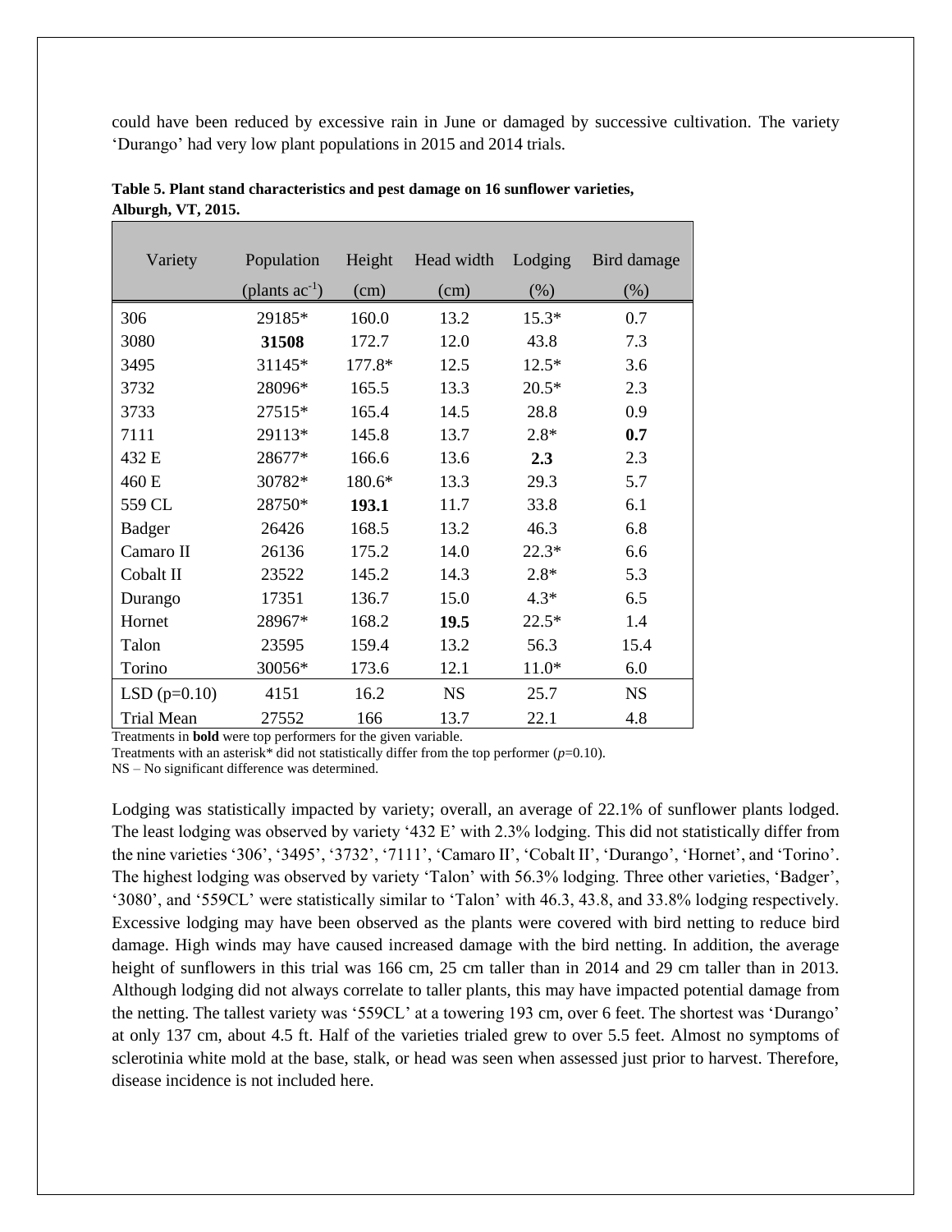could have been reduced by excessive rain in June or damaged by successive cultivation. The variety 'Durango' had very low plant populations in 2015 and 2014 trials.

**Table 5. Plant stand characteristics and pest damage on 16 sunflower varieties, Alburgh, VT, 2015.**

| Variety | Population | Height | Head width | Lodging | Bird damage |
|---|---|---|---|---|---|
| | (plants $ac^{-1}$) | (cm) | (cm) | (%) | (%) |
| 306 | 29185* | 160.0 | 13.2 | 15.3* | 0.7 |
| 3080 | **31508** | 172.7 | 12.0 | 43.8 | 7.3 |
| 3495 | 31145* | 177.8* | 12.5 | 12.5* | 3.6 |
| 3732 | 28096* | 165.5 | 13.3 | 20.5* | 2.3 |
| 3733 | 27515* | 165.4 | 14.5 | 28.8 | 0.9 |
| 7111 | 29113* | 145.8 | 13.7 | 2.8* | **0.7** |
| 432 E | 28677* | 166.6 | 13.6 | **2.3** | 2.3 |
| 460 E | 30782* | 180.6* | 13.3 | 29.3 | 5.7 |
| 559 CL | 28750* | **193.1** | 11.7 | 33.8 | 6.1 |
| Badger | 26426 | 168.5 | 13.2 | 46.3 | 6.8 |
| Camaro II | 26136 | 175.2 | 14.0 | 22.3* | 6.6 |
| Cobalt II | 23522 | 145.2 | 14.3 | 2.8* | 5.3 |
| Durango | 17351 | 136.7 | 15.0 | 4.3* | 6.5 |
| Hornet | 28967* | 168.2 | **19.5** | 22.5* | 1.4 |
| Talon | 23595 | 159.4 | 13.2 | 56.3 | 15.4 |
| Torino | 30056* | 173.6 | 12.1 | 11.0* | 6.0 |
| LSD (p=0.10) | 4151 | 16.2 | NS | 25.7 | NS |
| Trial Mean | 27552 | 166 | 13.7 | 22.1 | 4.8 |

Treatments in **bold** were top performers for the given variable.
Treatments with an asterisk* did not statistically differ from the top performer ($p$=0.10).
NS – No significant difference was determined.

Lodging was statistically impacted by variety; overall, an average of 22.1% of sunflower plants lodged. The least lodging was observed by variety '432 E' with 2.3% lodging. This did not statistically differ from the nine varieties '306', '3495', '3732', '7111', 'Camaro II', 'Cobalt II', 'Durango', 'Hornet', and 'Torino'. The highest lodging was observed by variety 'Talon' with 56.3% lodging. Three other varieties, 'Badger', '3080', and '559CL' were statistically similar to 'Talon' with 46.3, 43.8, and 33.8% lodging respectively. Excessive lodging may have been observed as the plants were covered with bird netting to reduce bird damage. High winds may have caused increased damage with the bird netting. In addition, the average height of sunflowers in this trial was 166 cm, 25 cm taller than in 2014 and 29 cm taller than in 2013. Although lodging did not always correlate to taller plants, this may have impacted potential damage from the netting. The tallest variety was '559CL' at a towering 193 cm, over 6 feet. The shortest was 'Durango' at only 137 cm, about 4.5 ft. Half of the varieties trialed grew to over 5.5 feet. Almost no symptoms of sclerotinia white mold at the base, stalk, or head was seen when assessed just prior to harvest. Therefore, disease incidence is not included here.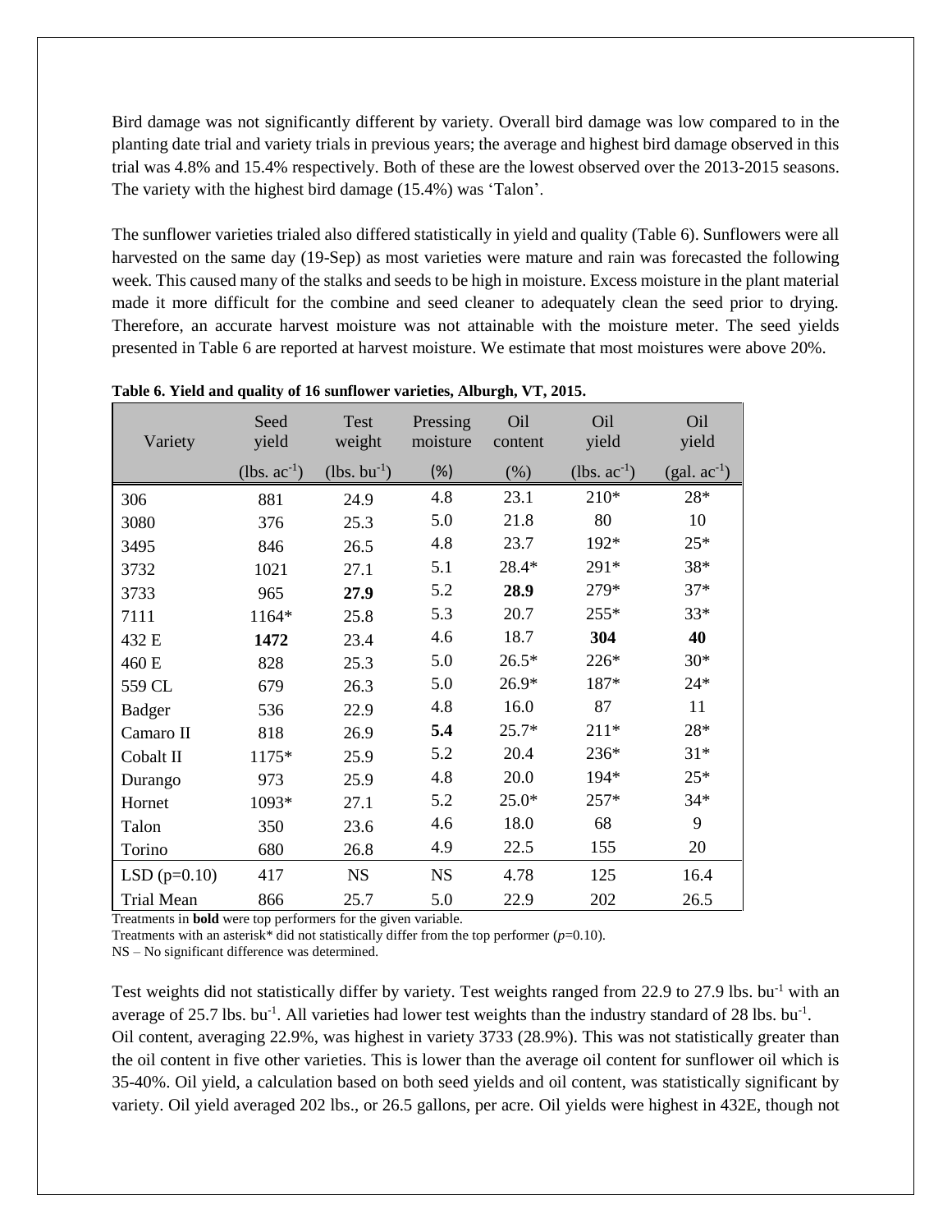Bird damage was not significantly different by variety. Overall bird damage was low compared to in the planting date trial and variety trials in previous years; the average and highest bird damage observed in this trial was 4.8% and 15.4% respectively. Both of these are the lowest observed over the 2013-2015 seasons. The variety with the highest bird damage (15.4%) was 'Talon'.

The sunflower varieties trialed also differed statistically in yield and quality (Table 6). Sunflowers were all harvested on the same day (19-Sep) as most varieties were mature and rain was forecasted the following week. This caused many of the stalks and seeds to be high in moisture. Excess moisture in the plant material made it more difficult for the combine and seed cleaner to adequately clean the seed prior to drying. Therefore, an accurate harvest moisture was not attainable with the moisture meter. The seed yields presented in Table 6 are reported at harvest moisture. We estimate that most moistures were above 20%.

**Table 6. Yield and quality of 16 sunflower varieties, Alburgh, VT, 2015.**

| Variety | Seed yield | Test weight | Pressing moisture | Oil content | Oil yield | Oil yield |
|---|---|---|---|---|---|---|
| | (lbs. $ac^{-1}$) | (lbs. $bu^{-1}$) | (%) | (%) | (lbs. $ac^{-1}$) | (gal. $ac^{-1}$) |
| 306 | 881 | 24.9 | 4.8 | 23.1 | 210* | 28* |
| 3080 | 376 | 25.3 | 5.0 | 21.8 | 80 | 10 |
| 3495 | 846 | 26.5 | 4.8 | 23.7 | 192* | 25* |
| 3732 | 1021 | 27.1 | 5.1 | 28.4* | 291* | 38* |
| 3733 | 965 | **27.9** | 5.2 | **28.9** | 279* | 37* |
| 7111 | 1164* | 25.8 | 5.3 | 20.7 | 255* | 33* |
| 432 E | **1472** | 23.4 | 4.6 | 18.7 | **304** | **40** |
| 460 E | 828 | 25.3 | 5.0 | 26.5* | 226* | 30* |
| 559 CL | 679 | 26.3 | 5.0 | 26.9* | 187* | 24* |
| Badger | 536 | 22.9 | 4.8 | 16.0 | 87 | 11 |
| Camaro II | 818 | 26.9 | **5.4** | 25.7* | 211* | 28* |
| Cobalt II | 1175* | 25.9 | 5.2 | 20.4 | 236* | 31* |
| Durango | 973 | 25.9 | 4.8 | 20.0 | 194* | 25* |
| Hornet | 1093* | 27.1 | 5.2 | 25.0* | 257* | 34* |
| Talon | 350 | 23.6 | 4.6 | 18.0 | 68 | 9 |
| Torino | 680 | 26.8 | 4.9 | 22.5 | 155 | 20 |
| LSD ($p$=0.10) | 417 | NS | NS | 4.78 | 125 | 16.4 |
| Trial Mean | 866 | 25.7 | 5.0 | 22.9 | 202 | 26.5 |

Treatments in **bold** were top performers for the given variable.
Treatments with an asterisk* did not statistically differ from the top performer ($p$=0.10).
NS – No significant difference was determined.

Test weights did not statistically differ by variety. Test weights ranged from 22.9 to 27.9 lbs. $bu^{-1}$ with an average of 25.7 lbs. $bu^{-1}$. All varieties had lower test weights than the industry standard of 28 lbs. $bu^{-1}$. Oil content, averaging 22.9%, was highest in variety 3733 (28.9%). This was not statistically greater than the oil content in five other varieties. This is lower than the average oil content for sunflower oil which is 35-40%. Oil yield, a calculation based on both seed yields and oil content, was statistically significant by variety. Oil yield averaged 202 lbs., or 26.5 gallons, per acre. Oil yields were highest in 432E, though not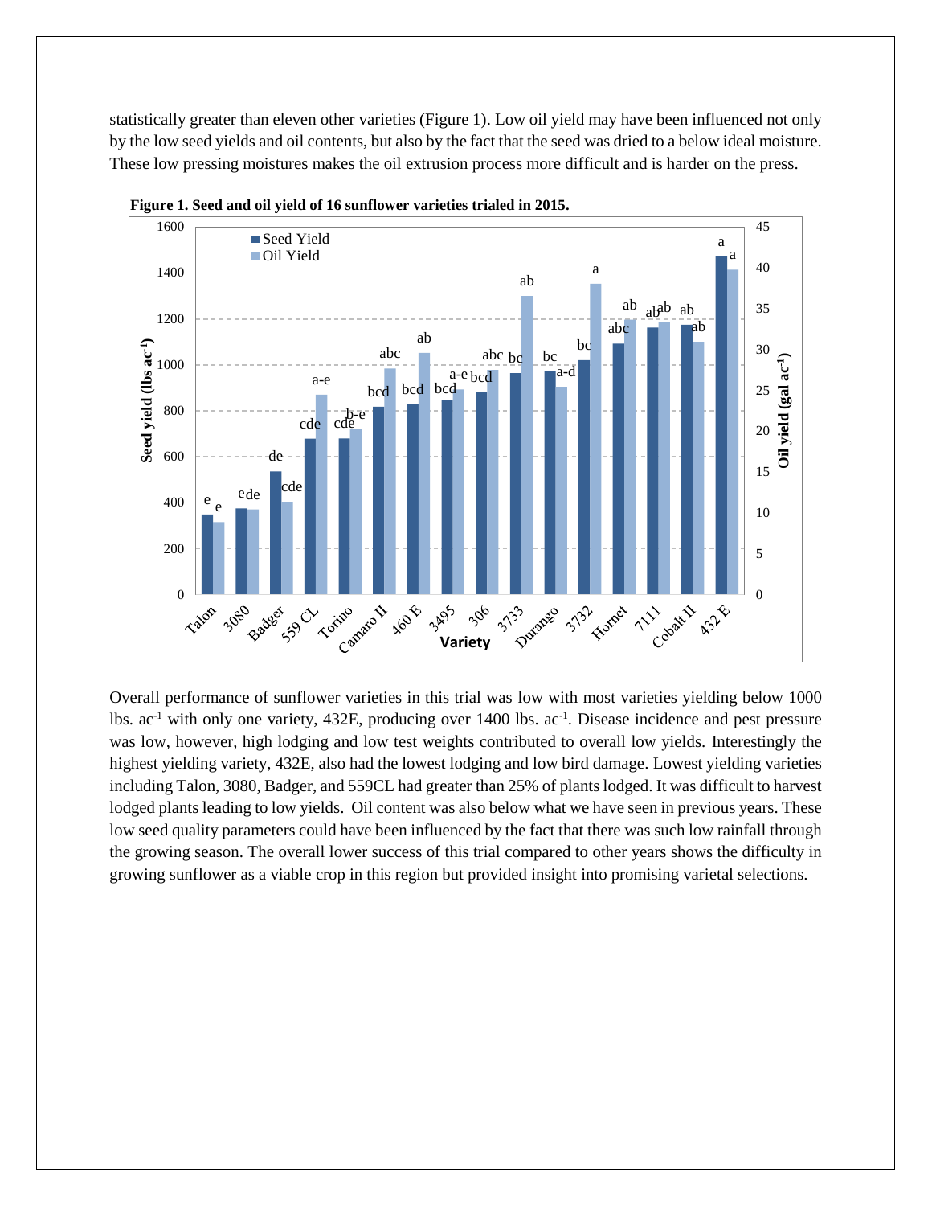statistically greater than eleven other varieties (Figure 1). Low oil yield may have been influenced not only by the low seed yields and oil contents, but also by the fact that the seed was dried to a below ideal moisture. These low pressing moistures makes the oil extrusion process more difficult and is harder on the press.

**Figure 1. Seed and oil yield of 16 sunflower varieties trialed in 2015.**

Overall performance of sunflower varieties in this trial was low with most varieties yielding below 1000 lbs. ac$^{-1}$ with only one variety, 432E, producing over 1400 lbs. ac$^{-1}$. Disease incidence and pest pressure was low, however, high lodging and low test weights contributed to overall low yields. Interestingly the highest yielding variety, 432E, also had the lowest lodging and low bird damage. Lowest yielding varieties including Talon, 3080, Badger, and 559CL had greater than 25% of plants lodged. It was difficult to harvest lodged plants leading to low yields. Oil content was also below what we have seen in previous years. These low seed quality parameters could have been influenced by the fact that there was such low rainfall through the growing season. The overall lower success of this trial compared to other years shows the difficulty in growing sunflower as a viable crop in this region but provided insight into promising varietal selections.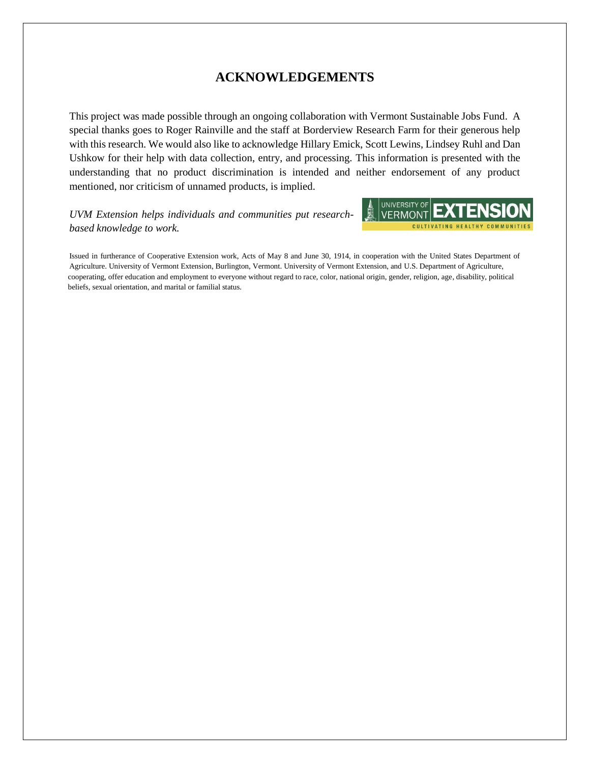## ACKNOWLEDGEMENTS

This project was made possible through an ongoing collaboration with Vermont Sustainable Jobs Fund. A special thanks goes to Roger Rainville and the staff at Borderview Research Farm for their generous help with this research. We would also like to acknowledge Hillary Emick, Scott Lewins, Lindsey Ruhl and Dan Ushkow for their help with data collection, entry, and processing. This information is presented with the understanding that no product discrimination is intended and neither endorsement of any product mentioned, nor criticism of unnamed products, is implied.

*UVM Extension helps individuals and communities put research-based knowledge to work.*

UNIVERSITY OF VERMONT EXTENSION
CULTIVATING HEALTHY COMMUNITIES

Issued in furtherance of Cooperative Extension work, Acts of May 8 and June 30, 1914, in cooperation with the United States Department of Agriculture. University of Vermont Extension, Burlington, Vermont. University of Vermont Extension, and U.S. Department of Agriculture, cooperating, offer education and employment to everyone without regard to race, color, national origin, gender, religion, age, disability, political beliefs, sexual orientation, and marital or familial status.